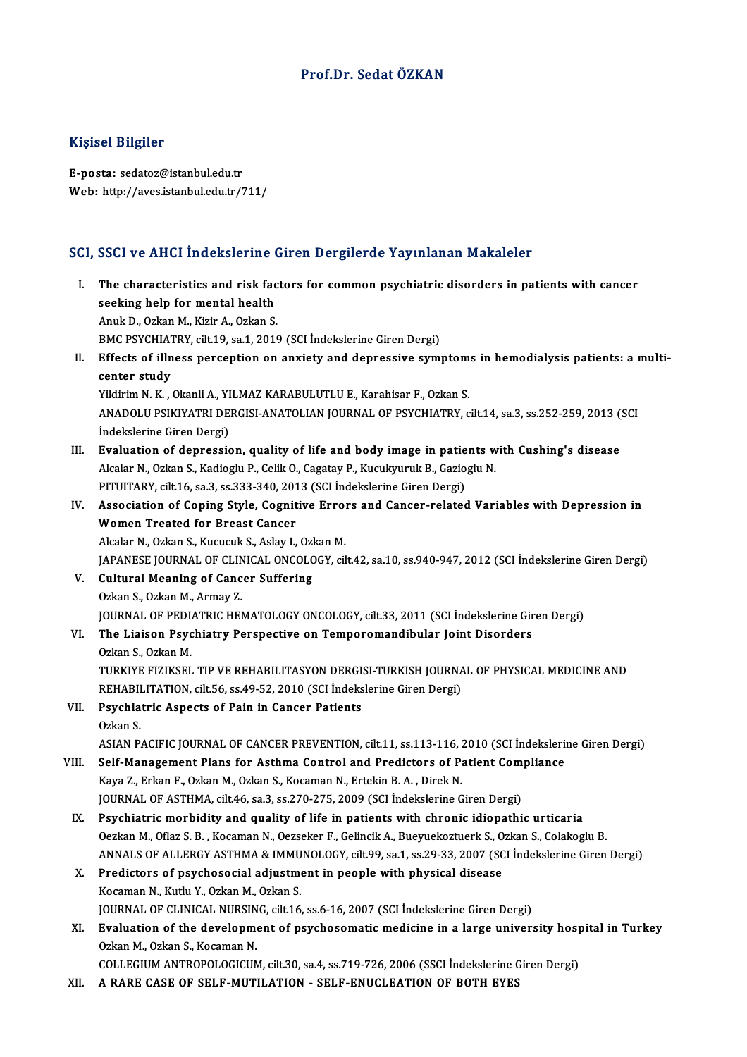# Prof.Dr. Sedat ÖZKAN

## Kişisel Bilgiler

**E-posta:** sedatoz@istanbul.edu.tr
**Web:** http://aves.istanbul.edu.tr/711/

## SCI, SSCI ve AHCI İndekslerine Giren Dergilerde Yayınlanan Makaleler

I. **The characteristics and risk factors for common psychiatric disorders in patients with cancer seeking help for mental health**
Anuk D., Ozkan M., Kizir A., Ozkan S.
BMC PSYCHIATRY, cilt.19, sa.1, 2019 (SCI İndekslerine Giren Dergi)

II. **Effects of illness perception on anxiety and depressive symptoms in hemodialysis patients: a multi-center study**
Yildirim N. K. , Okanli A., YILMAZ KARABULUTLU E., Karahisar F., Ozkan S.
ANADOLU PSIKIYATRI DERGISI-ANATOLIAN JOURNAL OF PSYCHIATRY, cilt.14, sa.3, ss.252-259, 2013 (SCI İndekslerine Giren Dergi)

III. **Evaluation of depression, quality of life and body image in patients with Cushing's disease**
Alcalar N., Ozkan S., Kadioglu P., Celik O., Cagatay P., Kucukyuruk B., Gazioglu N.
PITUITARY, cilt.16, sa.3, ss.333-340, 2013 (SCI İndekslerine Giren Dergi)

IV. **Association of Coping Style, Cognitive Errors and Cancer-related Variables with Depression in Women Treated for Breast Cancer**
Alcalar N., Ozkan S., Kucucuk S., Aslay I., Ozkan M.
JAPANESE JOURNAL OF CLINICAL ONCOLOGY, cilt.42, sa.10, ss.940-947, 2012 (SCI İndekslerine Giren Dergi)

V. **Cultural Meaning of Cancer Suffering**
Ozkan S., Ozkan M., Armay Z.
JOURNAL OF PEDIATRIC HEMATOLOGY ONCOLOGY, cilt.33, 2011 (SCI İndekslerine Giren Dergi)

VI. **The Liaison Psychiatry Perspective on Temporomandibular Joint Disorders**
Ozkan S., Ozkan M.
TURKIYE FIZIKSEL TIP VE REHABILITASYON DERGISI-TURKISH JOURNAL OF PHYSICAL MEDICINE AND REHABILITATION, cilt.56, ss.49-52, 2010 (SCI İndekslerine Giren Dergi)

VII. **Psychiatric Aspects of Pain in Cancer Patients**
Ozkan S.
ASIAN PACIFIC JOURNAL OF CANCER PREVENTION, cilt.11, ss.113-116, 2010 (SCI İndekslerine Giren Dergi)

VIII. **Self-Management Plans for Asthma Control and Predictors of Patient Compliance**
Kaya Z., Erkan F., Ozkan M., Ozkan S., Kocaman N., Ertekin B. A. , Direk N.
JOURNAL OF ASTHMA, cilt.46, sa.3, ss.270-275, 2009 (SCI İndekslerine Giren Dergi)

IX. **Psychiatric morbidity and quality of life in patients with chronic idiopathic urticaria**
Oezkan M., Oflaz S. B. , Kocaman N., Oezseker F., Gelincik A., Bueyuekoztuerk S., Ozkan S., Colakoglu B.
ANNALS OF ALLERGY ASTHMA & IMMUNOLOGY, cilt.99, sa.1, ss.29-33, 2007 (SCI İndekslerine Giren Dergi)

X. **Predictors of psychosocial adjustment in people with physical disease**
Kocaman N., Kutlu Y., Ozkan M., Ozkan S.
JOURNAL OF CLINICAL NURSING, cilt.16, ss.6-16, 2007 (SCI İndekslerine Giren Dergi)

XI. **Evaluation of the development of psychosomatic medicine in a large university hospital in Turkey**
Ozkan M., Ozkan S., Kocaman N.
COLLEGIUM ANTROPOLOGICUM, cilt.30, sa.4, ss.719-726, 2006 (SSCI İndekslerine Giren Dergi)

XII. **A RARE CASE OF SELF-MUTILATION - SELF-ENUCLEATION OF BOTH EYES**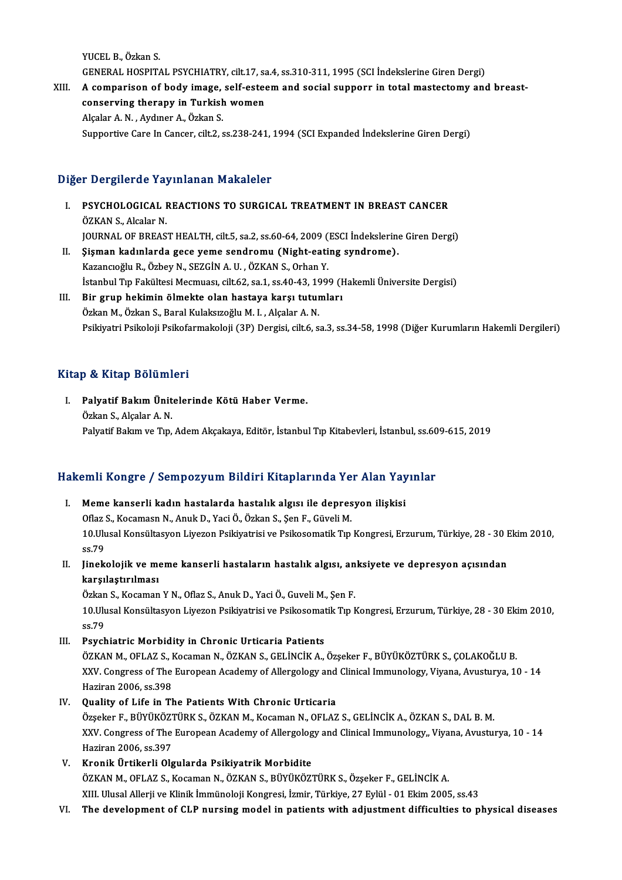YUCEL B., Özkan S.
GENERAL HOSPITAL PSYCHIATRY, cilt.17, sa.4, ss.310-311, 1995 (SCI İndekslerine Giren Dergi)

XIII. **A comparison of body image, self-esteem and social supporr in total mastectomy and breast-conserving therapy in Turkish women**
Alçalar A. N. , Aydıner A., Özkan S.
Supportive Care In Cancer, cilt.2, ss.238-241, 1994 (SCI Expanded İndekslerine Giren Dergi)

## Diğer Dergilerde Yayınlanan Makaleler

I. **PSYCHOLOGICAL REACTIONS TO SURGICAL TREATMENT IN BREAST CANCER**
ÖZKAN S., Alcalar N.
JOURNAL OF BREAST HEALTH, cilt.5, sa.2, ss.60-64, 2009 (ESCI İndekslerine Giren Dergi)

II. **Şişman kadınlarda gece yeme sendromu (Night-eating syndrome).**
Kazancıoğlu R., Özbey N., SEZGİN A. U. , ÖZKAN S., Orhan Y.
İstanbul Tıp Fakültesi Mecmuası, cilt.62, sa.1, ss.40-43, 1999 (Hakemli Üniversite Dergisi)

III. **Bir grup hekimin ölmekte olan hastaya karşı tutumları**
Özkan M., Özkan S., Baral Kulaksızoğlu M. I. , Alçalar A. N.
Psikiyatri Psikoloji Psikofarmakoloji (3P) Dergisi, cilt.6, sa.3, ss.34-58, 1998 (Diğer Kurumların Hakemli Dergileri)

## Kitap & Kitap Bölümleri

I. **Palyatif Bakım Ünitelerinde Kötü Haber Verme.**
Özkan S., Alçalar A. N.
Palyatif Bakım ve Tıp, Adem Akçakaya, Editör, İstanbul Tıp Kitabevleri, İstanbul, ss.609-615, 2019

## Hakemli Kongre / Sempozyum Bildiri Kitaplarında Yer Alan Yayınlar

I. **Meme kanserli kadın hastalarda hastalık algısı ile depresyon ilişkisi**
Oflaz S., Kocamasn N., Anuk D., Yaci Ö., Özkan S., Şen F., Güveli M.
10.Ulusal Konsültasyon Liyezon Psikiyatrisi ve Psikosomatik Tıp Kongresi, Erzurum, Türkiye, 28 - 30 Ekim 2010, ss.79

II. **Jinekolojik ve meme kanserli hastaların hastalık algısı, anksiyete ve depresyon açısından karşılaştırılması**
Özkan S., Kocaman Y N., Oflaz S., Anuk D., Yaci Ö., Guveli M., Şen F.
10.Ulusal Konsültasyon Liyezon Psikiyatrisi ve Psikosomatik Tıp Kongresi, Erzurum, Türkiye, 28 - 30 Ekim 2010, ss.79

III. **Psychiatric Morbidity in Chronic Urticaria Patients**
ÖZKAN M., OFLAZ S., Kocaman N., ÖZKAN S., GELİNCİK A., Özşeker F., BÜYÜKÖZTÜRK S., ÇOLAKOĞLU B.
XXV. Congress of The European Academy of Allergology and Clinical Immunology, Viyana, Avusturya, 10 - 14 Haziran 2006, ss.398

IV. **Quality of Life in The Patients With Chronic Urticaria**
Özşeker F., BÜYÜKÖZTÜRK S., ÖZKAN M., Kocaman N., OFLAZ S., GELİNCİK A., ÖZKAN S., DAL B. M.
XXV. Congress of The European Academy of Allergology and Clinical Immunology,, Viyana, Avusturya, 10 - 14 Haziran 2006, ss.397

V. **Kronik Ürtikerli Olgularda Psikiyatrik Morbidite**
ÖZKAN M., OFLAZ S., Kocaman N., ÖZKAN S., BÜYÜKÖZTÜRK S., Özşeker F., GELİNCİK A.
XIII. Ulusal Allerji ve Klinik İmmünoloji Kongresi, İzmir, Türkiye, 27 Eylül - 01 Ekim 2005, ss.43

VI. **The development of CLP nursing model in patients with adjustment difficulties to physical diseases**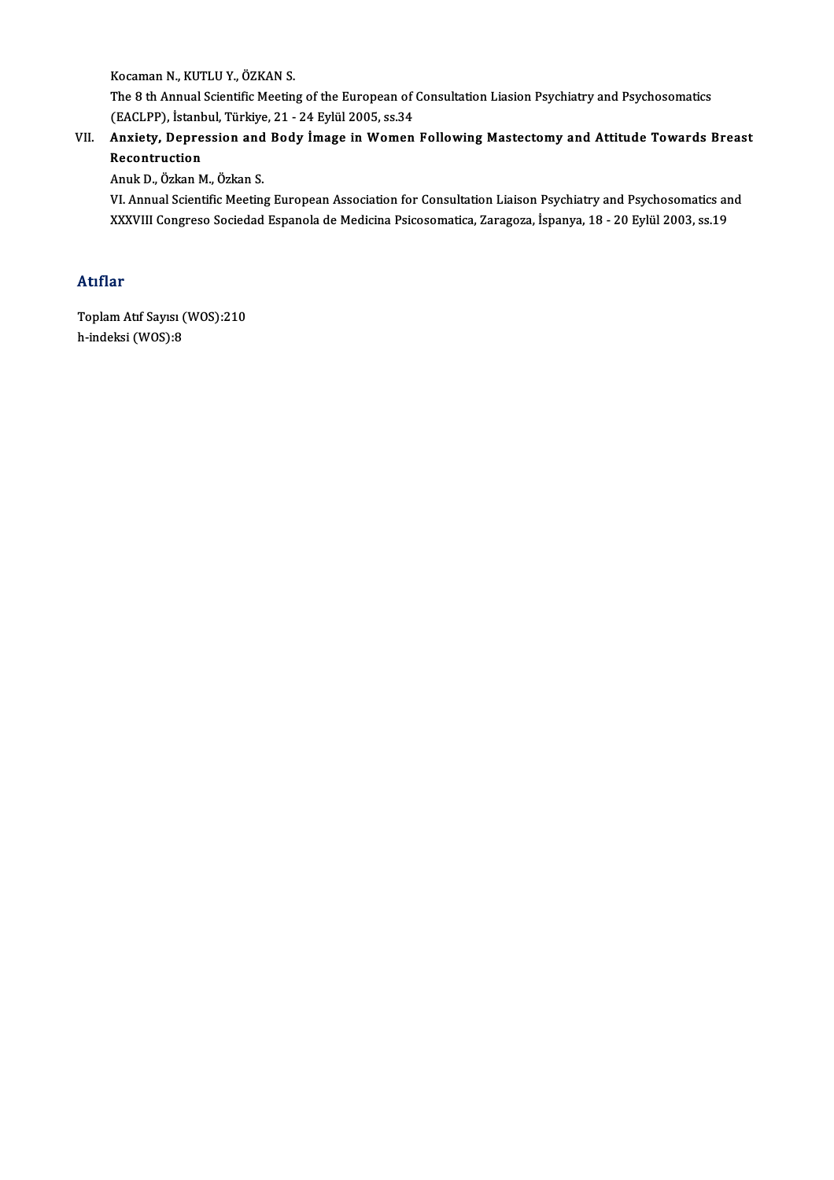Kocaman N., KUTLU Y., ÖZKAN S.

The 8 th Annual Scientific Meeting of the European of Consultation Liasion Psychiatry and Psychosomatics (EACLPP), İstanbul, Türkiye, 21 - 24 Eylül 2005, ss.34

VII. **Anxiety, Depression and Body İmage in Women Following Mastectomy and Attitude Towards Breast Recontruction**

Anuk D., Özkan M., Özkan S.

VI. Annual Scientific Meeting European Association for Consultation Liaison Psychiatry and Psychosomatics and XXXVIII Congreso Sociedad Espanola de Medicina Psicosomatica, Zaragoza, İspanya, 18 - 20 Eylül 2003, ss.19

## Atıflar

Toplam Atıf Sayısı (WOS):210

h-indeksi (WOS):8